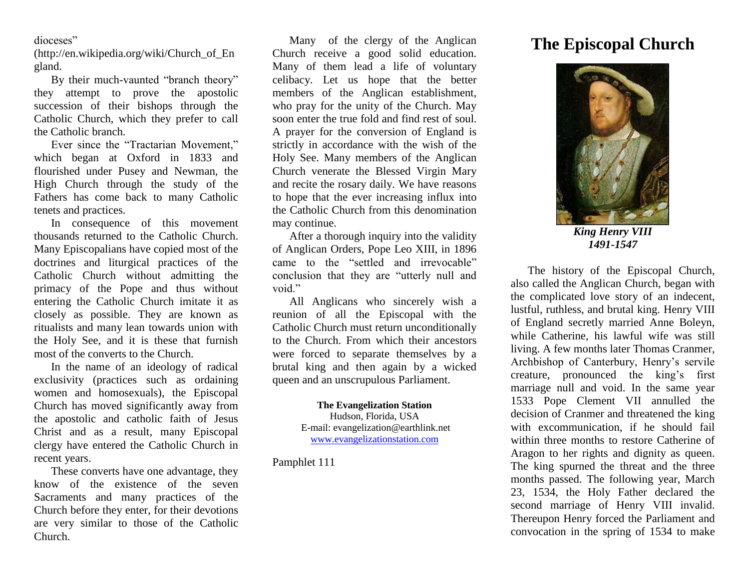# The Episcopal Church

*King Henry VIII*
*1491-1547*

The history of the Episcopal Church, also called the Anglican Church, began with the complicated love story of an indecent, lustful, ruthless, and brutal king. Henry VIII of England secretly married Anne Boleyn, while Catherine, his lawful wife was still living. A few months later Thomas Cranmer, Archbishop of Canterbury, Henry's servile creature, pronounced the king's first marriage null and void. In the same year 1533 Pope Clement VII annulled the decision of Cranmer and threatened the king with excommunication, if he should fail within three months to restore Catherine of Aragon to her rights and dignity as queen. The king spurned the threat and the three months passed. The following year, March 23, 1534, the Holy Father declared the second marriage of Henry VIII invalid. Thereupon Henry forced the Parliament and convocation in the spring of 1534 to make

dioceses"
(http://en.wikipedia.org/wiki/Church_of_England.

By their much-vaunted "branch theory" they attempt to prove the apostolic succession of their bishops through the Catholic Church, which they prefer to call the Catholic branch.

Ever since the "Tractarian Movement," which began at Oxford in 1833 and flourished under Pusey and Newman, the High Church through the study of the Fathers has come back to many Catholic tenets and practices.

In consequence of this movement thousands returned to the Catholic Church. Many Episcopalians have copied most of the doctrines and liturgical practices of the Catholic Church without admitting the primacy of the Pope and thus without entering the Catholic Church imitate it as closely as possible. They are known as ritualists and many lean towards union with the Holy See, and it is these that furnish most of the converts to the Church.

In the name of an ideology of radical exclusivity (practices such as ordaining women and homosexuals), the Episcopal Church has moved significantly away from the apostolic and catholic faith of Jesus Christ and as a result, many Episcopal clergy have entered the Catholic Church in recent years.

These converts have one advantage, they know of the existence of the seven Sacraments and many practices of the Church before they enter, for their devotions are very similar to those of the Catholic Church.

Many of the clergy of the Anglican Church receive a good solid education. Many of them lead a life of voluntary celibacy. Let us hope that the better members of the Anglican establishment, who pray for the unity of the Church. May soon enter the true fold and find rest of soul. A prayer for the conversion of England is strictly in accordance with the wish of the Holy See. Many members of the Anglican Church venerate the Blessed Virgin Mary and recite the rosary daily. We have reasons to hope that the ever increasing influx into the Catholic Church from this denomination may continue.

After a thorough inquiry into the validity of Anglican Orders, Pope Leo XIII, in 1896 came to the "settled and irrevocable" conclusion that they are "utterly null and void."

All Anglicans who sincerely wish a reunion of all the Episcopal with the Catholic Church must return unconditionally to the Church. From which their ancestors were forced to separate themselves by a brutal king and then again by a wicked queen and an unscrupulous Parliament.

**The Evangelization Station**
Hudson, Florida, USA
E-mail: evangelization@earthlink.net
www.evangelizationstation.com

Pamphlet 111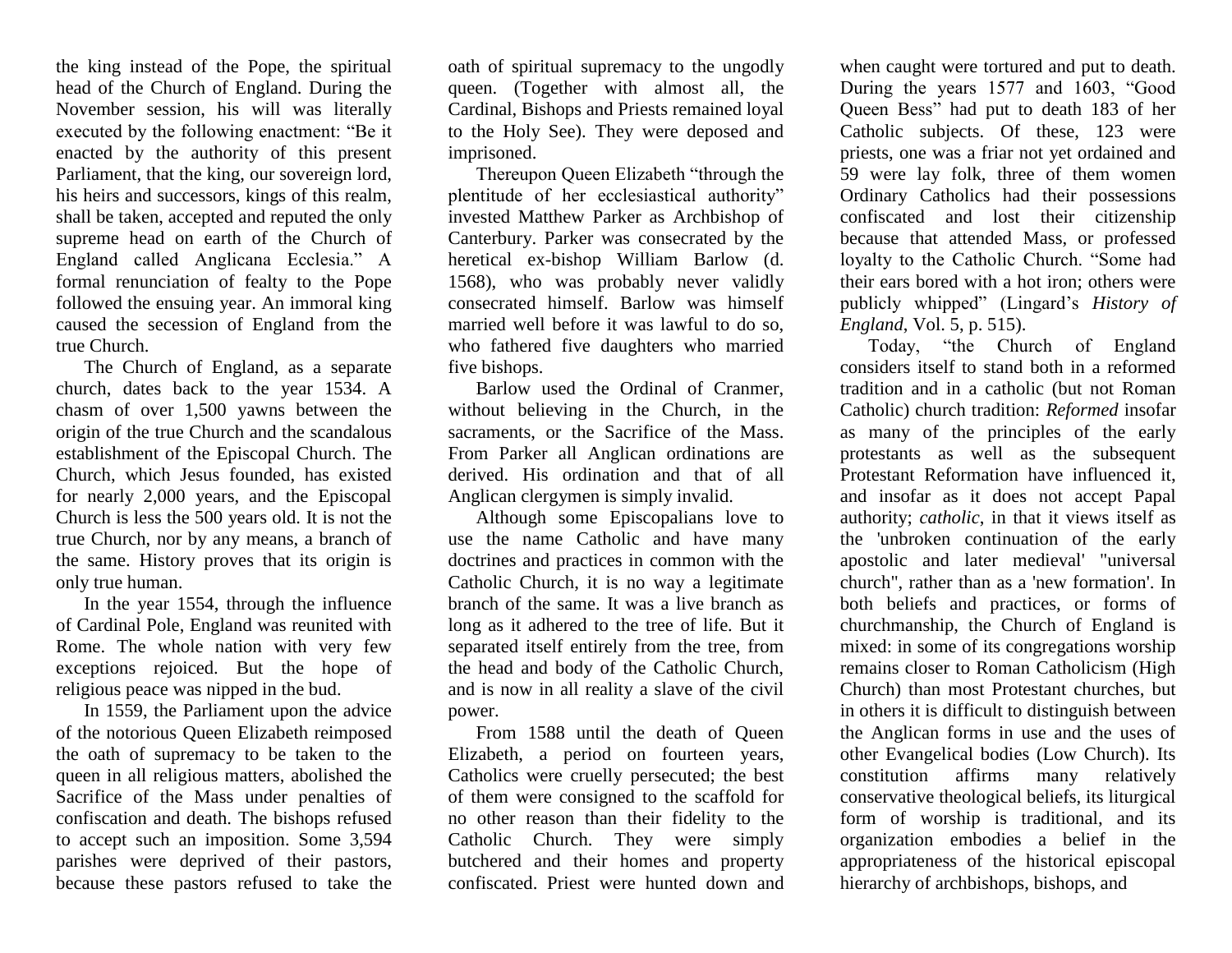the king instead of the Pope, the spiritual head of the Church of England. During the November session, his will was literally executed by the following enactment: "Be it enacted by the authority of this present Parliament, that the king, our sovereign lord, his heirs and successors, kings of this realm, shall be taken, accepted and reputed the only supreme head on earth of the Church of England called Anglicana Ecclesia." A formal renunciation of fealty to the Pope followed the ensuing year. An immoral king caused the secession of England from the true Church.

The Church of England, as a separate church, dates back to the year 1534. A chasm of over 1,500 yawns between the origin of the true Church and the scandalous establishment of the Episcopal Church. The Church, which Jesus founded, has existed for nearly 2,000 years, and the Episcopal Church is less the 500 years old. It is not the true Church, nor by any means, a branch of the same. History proves that its origin is only true human.

In the year 1554, through the influence of Cardinal Pole, England was reunited with Rome. The whole nation with very few exceptions rejoiced. But the hope of religious peace was nipped in the bud.

In 1559, the Parliament upon the advice of the notorious Queen Elizabeth reimposed the oath of supremacy to be taken to the queen in all religious matters, abolished the Sacrifice of the Mass under penalties of confiscation and death. The bishops refused to accept such an imposition. Some 3,594 parishes were deprived of their pastors, because these pastors refused to take the oath of spiritual supremacy to the ungodly queen. (Together with almost all, the Cardinal, Bishops and Priests remained loyal to the Holy See). They were deposed and imprisoned.

Thereupon Queen Elizabeth "through the plentitude of her ecclesiastical authority" invested Matthew Parker as Archbishop of Canterbury. Parker was consecrated by the heretical ex-bishop William Barlow (d. 1568), who was probably never validly consecrated himself. Barlow was himself married well before it was lawful to do so, who fathered five daughters who married five bishops.

Barlow used the Ordinal of Cranmer, without believing in the Church, in the sacraments, or the Sacrifice of the Mass. From Parker all Anglican ordinations are derived. His ordination and that of all Anglican clergymen is simply invalid.

Although some Episcopalians love to use the name Catholic and have many doctrines and practices in common with the Catholic Church, it is no way a legitimate branch of the same. It was a live branch as long as it adhered to the tree of life. But it separated itself entirely from the tree, from the head and body of the Catholic Church, and is now in all reality a slave of the civil power.

From 1588 until the death of Queen Elizabeth, a period on fourteen years, Catholics were cruelly persecuted; the best of them were consigned to the scaffold for no other reason than their fidelity to the Catholic Church. They were simply butchered and their homes and property confiscated. Priest were hunted down and when caught were tortured and put to death. During the years 1577 and 1603, "Good Queen Bess" had put to death 183 of her Catholic subjects. Of these, 123 were priests, one was a friar not yet ordained and 59 were lay folk, three of them women Ordinary Catholics had their possessions confiscated and lost their citizenship because that attended Mass, or professed loyalty to the Catholic Church. "Some had their ears bored with a hot iron; others were publicly whipped" (Lingard's *History of England*, Vol. 5, p. 515).

Today, "the Church of England considers itself to stand both in a reformed tradition and in a catholic (but not Roman Catholic) church tradition: *Reformed* insofar as many of the principles of the early protestants as well as the subsequent Protestant Reformation have influenced it, and insofar as it does not accept Papal authority; *catholic*, in that it views itself as the 'unbroken continuation of the early apostolic and later medieval' "universal church", rather than as a 'new formation'. In both beliefs and practices, or forms of churchmanship, the Church of England is mixed: in some of its congregations worship remains closer to Roman Catholicism (High Church) than most Protestant churches, but in others it is difficult to distinguish between the Anglican forms in use and the uses of other Evangelical bodies (Low Church). Its constitution affirms many relatively conservative theological beliefs, its liturgical form of worship is traditional, and its organization embodies a belief in the appropriateness of the historical episcopal hierarchy of archbishops, bishops, and